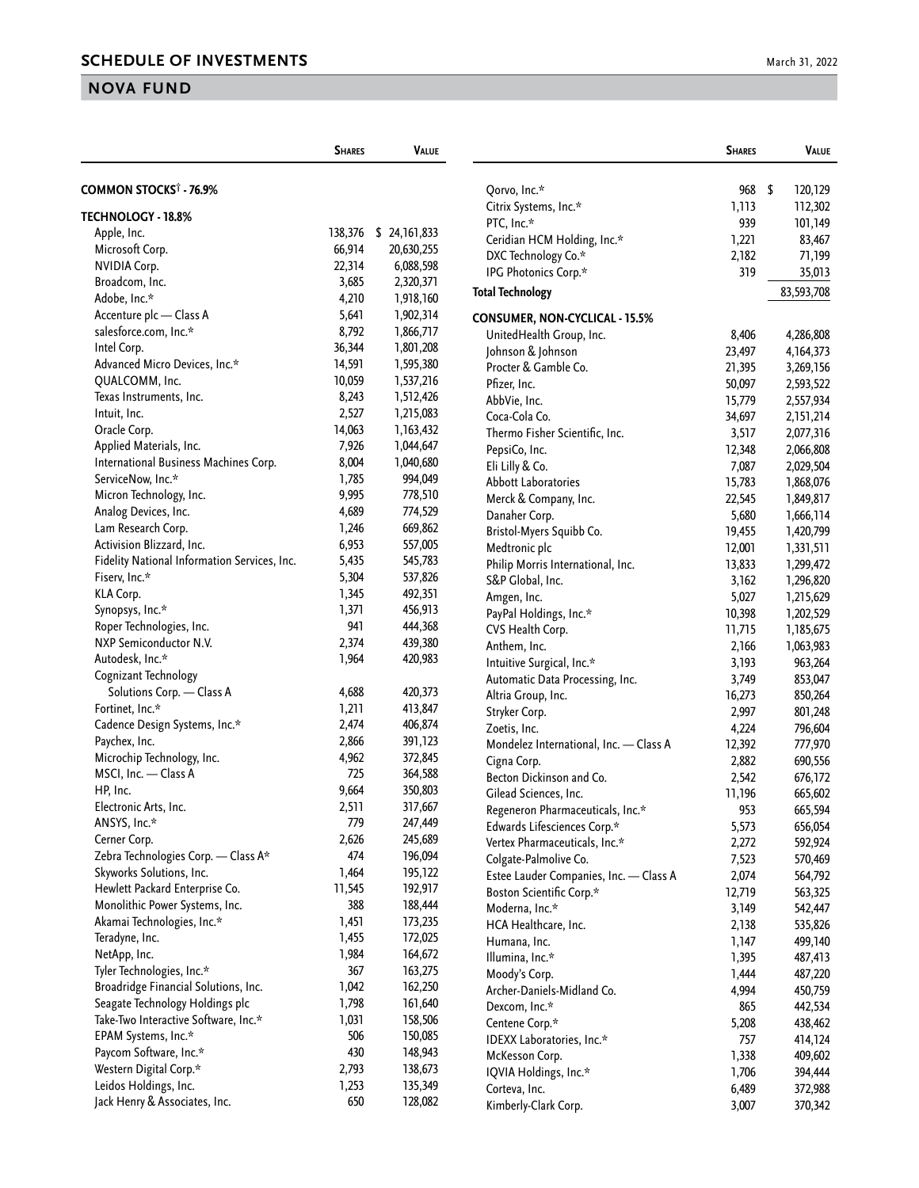# SCHEDULE OF INVESTMENTS

## NOVA FUND

| | Shares | Value |
|---|---|---|
| **COMMON STOCKS[†] - 76.9%** | | |
| **TECHNOLOGY - 18.8%** | | |
| Apple, Inc. | 138,376 | $ 24,161,833 |
| Microsoft Corp. | 66,914 | 20,630,255 |
| NVIDIA Corp. | 22,314 | 6,088,598 |
| Broadcom, Inc. | 3,685 | 2,320,371 |
| Adobe, Inc.* | 4,210 | 1,918,160 |
| Accenture plc — Class A | 5,641 | 1,902,314 |
| salesforce.com, Inc.* | 8,792 | 1,866,717 |
| Intel Corp. | 36,344 | 1,801,208 |
| Advanced Micro Devices, Inc.* | 14,591 | 1,595,380 |
| QUALCOMM, Inc. | 10,059 | 1,537,216 |
| Texas Instruments, Inc. | 8,243 | 1,512,426 |
| Intuit, Inc. | 2,527 | 1,215,083 |
| Oracle Corp. | 14,063 | 1,163,432 |
| Applied Materials, Inc. | 7,926 | 1,044,647 |
| International Business Machines Corp. | 8,004 | 1,040,680 |
| ServiceNow, Inc.* | 1,785 | 994,049 |
| Micron Technology, Inc. | 9,995 | 778,510 |
| Analog Devices, Inc. | 4,689 | 774,529 |
| Lam Research Corp. | 1,246 | 669,862 |
| Activision Blizzard, Inc. | 6,953 | 557,005 |
| Fidelity National Information Services, Inc. | 5,435 | 545,783 |
| Fiserv, Inc.* | 5,304 | 537,826 |
| KLA Corp. | 1,345 | 492,351 |
| Synopsys, Inc.* | 1,371 | 456,913 |
| Roper Technologies, Inc. | 941 | 444,368 |
| NXP Semiconductor N.V. | 2,374 | 439,380 |
| Autodesk, Inc.* | 1,964 | 420,983 |
| Cognizant Technology Solutions Corp. — Class A | 4,688 | 420,373 |
| Fortinet, Inc.* | 1,211 | 413,847 |
| Cadence Design Systems, Inc.* | 2,474 | 406,874 |
| Paychex, Inc. | 2,866 | 391,123 |
| Microchip Technology, Inc. | 4,962 | 372,845 |
| MSCI, Inc. — Class A | 725 | 364,588 |
| HP, Inc. | 9,664 | 350,803 |
| Electronic Arts, Inc. | 2,511 | 317,667 |
| ANSYS, Inc.* | 779 | 247,449 |
| Cerner Corp. | 2,626 | 245,689 |
| Zebra Technologies Corp. — Class A* | 474 | 196,094 |
| Skyworks Solutions, Inc. | 1,464 | 195,122 |
| Hewlett Packard Enterprise Co. | 11,545 | 192,917 |
| Monolithic Power Systems, Inc. | 388 | 188,444 |
| Akamai Technologies, Inc.* | 1,451 | 173,235 |
| Teradyne, Inc. | 1,455 | 172,025 |
| NetApp, Inc. | 1,984 | 164,672 |
| Tyler Technologies, Inc.* | 367 | 163,275 |
| Broadridge Financial Solutions, Inc. | 1,042 | 162,250 |
| Seagate Technology Holdings plc | 1,798 | 161,640 |
| Take-Two Interactive Software, Inc.* | 1,031 | 158,506 |
| EPAM Systems, Inc.* | 506 | 150,085 |
| Paycom Software, Inc.* | 430 | 148,943 |
| Western Digital Corp.* | 2,793 | 138,673 |
| Leidos Holdings, Inc. | 1,253 | 135,349 |
| Jack Henry & Associates, Inc. | 650 | 128,082 |
| Qorvo, Inc.* | 968 | $ 120,129 |
| Citrix Systems, Inc.* | 1,113 | 112,302 |
| PTC, Inc.* | 939 | 101,149 |
| Ceridian HCM Holding, Inc.* | 1,221 | 83,467 |
| DXC Technology Co.* | 2,182 | 71,199 |
| IPG Photonics Corp.* | 319 | 35,013 |
| **Total Technology** | | 83,593,708 |
| **CONSUMER, NON-CYCLICAL - 15.5%** | | |
| UnitedHealth Group, Inc. | 8,406 | 4,286,808 |
| Johnson & Johnson | 23,497 | 4,164,373 |
| Procter & Gamble Co. | 21,395 | 3,269,156 |
| Pfizer, Inc. | 50,097 | 2,593,522 |
| AbbVie, Inc. | 15,779 | 2,557,934 |
| Coca-Cola Co. | 34,697 | 2,151,214 |
| Thermo Fisher Scientific, Inc. | 3,517 | 2,077,316 |
| PepsiCo, Inc. | 12,348 | 2,066,808 |
| Eli Lilly & Co. | 7,087 | 2,029,504 |
| Abbott Laboratories | 15,783 | 1,868,076 |
| Merck & Company, Inc. | 22,545 | 1,849,817 |
| Danaher Corp. | 5,680 | 1,666,114 |
| Bristol-Myers Squibb Co. | 19,455 | 1,420,799 |
| Medtronic plc | 12,001 | 1,331,511 |
| Philip Morris International, Inc. | 13,833 | 1,299,472 |
| S&P Global, Inc. | 3,162 | 1,296,820 |
| Amgen, Inc. | 5,027 | 1,215,629 |
| PayPal Holdings, Inc.* | 10,398 | 1,202,529 |
| CVS Health Corp. | 11,715 | 1,185,675 |
| Anthem, Inc. | 2,166 | 1,063,983 |
| Intuitive Surgical, Inc.* | 3,193 | 963,264 |
| Automatic Data Processing, Inc. | 3,749 | 853,047 |
| Altria Group, Inc. | 16,273 | 850,264 |
| Stryker Corp. | 2,997 | 801,248 |
| Zoetis, Inc. | 4,224 | 796,604 |
| Mondelez International, Inc. — Class A | 12,392 | 777,970 |
| Cigna Corp. | 2,882 | 690,556 |
| Becton Dickinson and Co. | 2,542 | 676,172 |
| Gilead Sciences, Inc. | 11,196 | 665,602 |
| Regeneron Pharmaceuticals, Inc.* | 953 | 665,594 |
| Edwards Lifesciences Corp.* | 5,573 | 656,054 |
| Vertex Pharmaceuticals, Inc.* | 2,272 | 592,924 |
| Colgate-Palmolive Co. | 7,523 | 570,469 |
| Estee Lauder Companies, Inc. — Class A | 2,074 | 564,792 |
| Boston Scientific Corp.* | 12,719 | 563,325 |
| Moderna, Inc.* | 3,149 | 542,447 |
| HCA Healthcare, Inc. | 2,138 | 535,826 |
| Humana, Inc. | 1,147 | 499,140 |
| Illumina, Inc.* | 1,395 | 487,413 |
| Moody's Corp. | 1,444 | 487,220 |
| Archer-Daniels-Midland Co. | 4,994 | 450,759 |
| Dexcom, Inc.* | 865 | 442,534 |
| Centene Corp.* | 5,208 | 438,462 |
| IDEXX Laboratories, Inc.* | 757 | 414,124 |
| McKesson Corp. | 1,338 | 409,602 |
| IQVIA Holdings, Inc.* | 1,706 | 394,444 |
| Corteva, Inc. | 6,489 | 372,988 |
| Kimberly-Clark Corp. | 3,007 | 370,342 |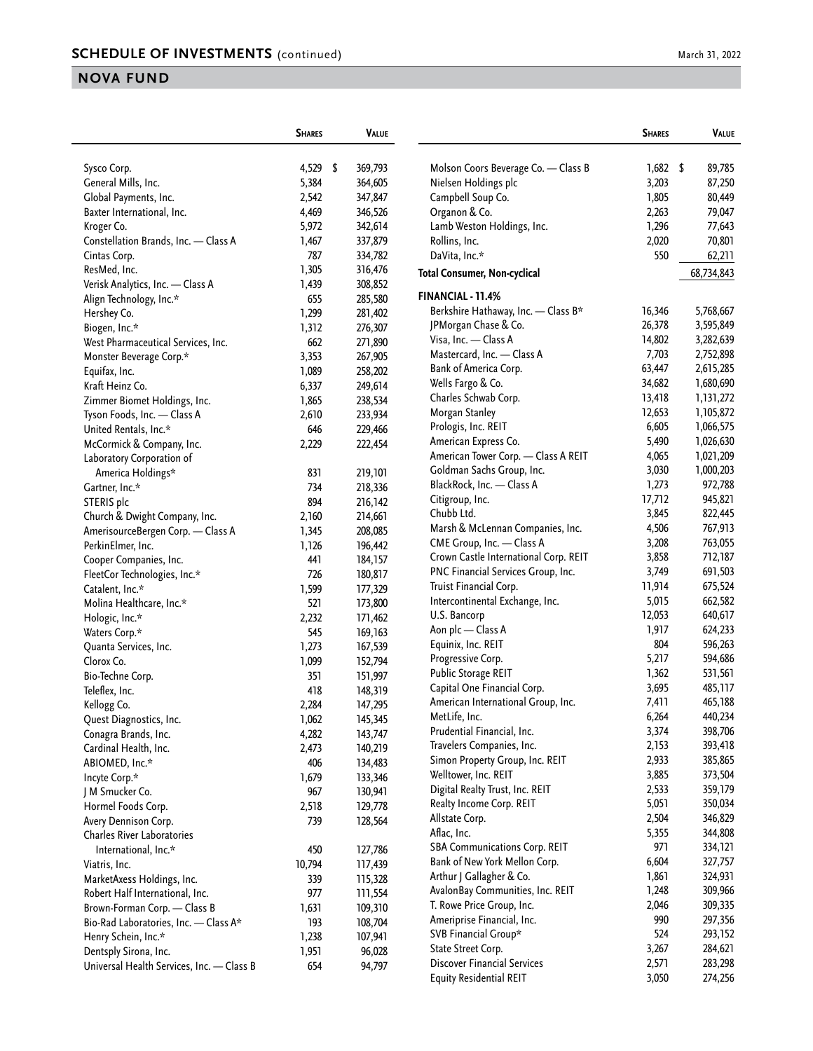## SCHEDULE OF INVESTMENTS (continued)

## NOVA FUND

| | Shares | Value |
|---|---|---|
| Sysco Corp. | 4,529 | $ 369,793 |
| General Mills, Inc. | 5,384 | 364,605 |
| Global Payments, Inc. | 2,542 | 347,847 |
| Baxter International, Inc. | 4,469 | 346,526 |
| Kroger Co. | 5,972 | 342,614 |
| Constellation Brands, Inc. — Class A | 1,467 | 337,879 |
| Cintas Corp. | 787 | 334,782 |
| ResMed, Inc. | 1,305 | 316,476 |
| Verisk Analytics, Inc. — Class A | 1,439 | 308,852 |
| Align Technology, Inc.* | 655 | 285,580 |
| Hershey Co. | 1,299 | 281,402 |
| Biogen, Inc.* | 1,312 | 276,307 |
| West Pharmaceutical Services, Inc. | 662 | 271,890 |
| Monster Beverage Corp.* | 3,353 | 267,905 |
| Equifax, Inc. | 1,089 | 258,202 |
| Kraft Heinz Co. | 6,337 | 249,614 |
| Zimmer Biomet Holdings, Inc. | 1,865 | 238,534 |
| Tyson Foods, Inc. — Class A | 2,610 | 233,934 |
| United Rentals, Inc.* | 646 | 229,466 |
| McCormick & Company, Inc. | 2,229 | 222,454 |
| Laboratory Corporation of America Holdings* | 831 | 219,101 |
| Gartner, Inc.* | 734 | 218,336 |
| STERIS plc | 894 | 216,142 |
| Church & Dwight Company, Inc. | 2,160 | 214,661 |
| AmerisourceBergen Corp. — Class A | 1,345 | 208,085 |
| PerkinElmer, Inc. | 1,126 | 196,442 |
| Cooper Companies, Inc. | 441 | 184,157 |
| FleetCor Technologies, Inc.* | 726 | 180,817 |
| Catalent, Inc.* | 1,599 | 177,329 |
| Molina Healthcare, Inc.* | 521 | 173,800 |
| Hologic, Inc.* | 2,232 | 171,462 |
| Waters Corp.* | 545 | 169,163 |
| Quanta Services, Inc. | 1,273 | 167,539 |
| Clorox Co. | 1,099 | 152,794 |
| Bio-Techne Corp. | 351 | 151,997 |
| Teleflex, Inc. | 418 | 148,319 |
| Kellogg Co. | 2,284 | 147,295 |
| Quest Diagnostics, Inc. | 1,062 | 145,345 |
| Conagra Brands, Inc. | 4,282 | 143,747 |
| Cardinal Health, Inc. | 2,473 | 140,219 |
| ABIOMED, Inc.* | 406 | 134,483 |
| Incyte Corp.* | 1,679 | 133,346 |
| J M Smucker Co. | 967 | 130,941 |
| Hormel Foods Corp. | 2,518 | 129,778 |
| Avery Dennison Corp. | 739 | 128,564 |
| Charles River Laboratories International, Inc.* | 450 | 127,786 |
| Viatris, Inc. | 10,794 | 117,439 |
| MarketAxess Holdings, Inc. | 339 | 115,328 |
| Robert Half International, Inc. | 977 | 111,554 |
| Brown-Forman Corp. — Class B | 1,631 | 109,310 |
| Bio-Rad Laboratories, Inc. — Class A* | 193 | 108,704 |
| Henry Schein, Inc.* | 1,238 | 107,941 |
| Dentsply Sirona, Inc. | 1,951 | 96,028 |
| Universal Health Services, Inc. — Class B | 654 | 94,797 |
| Molson Coors Beverage Co. — Class B | 1,682 | $ 89,785 |
| Nielsen Holdings plc | 3,203 | 87,250 |
| Campbell Soup Co. | 1,805 | 80,449 |
| Organon & Co. | 2,263 | 79,047 |
| Lamb Weston Holdings, Inc. | 1,296 | 77,643 |
| Rollins, Inc. | 2,020 | 70,801 |
| DaVita, Inc.* | 550 | 62,211 |
| **Total Consumer, Non-cyclical** | | 68,734,843 |
| **FINANCIAL - 11.4%** | | |
| Berkshire Hathaway, Inc. — Class B* | 16,346 | 5,768,667 |
| JPMorgan Chase & Co. | 26,378 | 3,595,849 |
| Visa, Inc. — Class A | 14,802 | 3,282,639 |
| Mastercard, Inc. — Class A | 7,703 | 2,752,898 |
| Bank of America Corp. | 63,447 | 2,615,285 |
| Wells Fargo & Co. | 34,682 | 1,680,690 |
| Charles Schwab Corp. | 13,418 | 1,131,272 |
| Morgan Stanley | 12,653 | 1,105,872 |
| Prologis, Inc. REIT | 6,605 | 1,066,575 |
| American Express Co. | 5,490 | 1,026,630 |
| American Tower Corp. — Class A REIT | 4,065 | 1,021,209 |
| Goldman Sachs Group, Inc. | 3,030 | 1,000,203 |
| BlackRock, Inc. — Class A | 1,273 | 972,788 |
| Citigroup, Inc. | 17,712 | 945,821 |
| Chubb Ltd. | 3,845 | 822,445 |
| Marsh & McLennan Companies, Inc. | 4,506 | 767,913 |
| CME Group, Inc. — Class A | 3,208 | 763,055 |
| Crown Castle International Corp. REIT | 3,858 | 712,187 |
| PNC Financial Services Group, Inc. | 3,749 | 691,503 |
| Truist Financial Corp. | 11,914 | 675,524 |
| Intercontinental Exchange, Inc. | 5,015 | 662,582 |
| U.S. Bancorp | 12,053 | 640,617 |
| Aon plc — Class A | 1,917 | 624,233 |
| Equinix, Inc. REIT | 804 | 596,263 |
| Progressive Corp. | 5,217 | 594,686 |
| Public Storage REIT | 1,362 | 531,561 |
| Capital One Financial Corp. | 3,695 | 485,117 |
| American International Group, Inc. | 7,411 | 465,188 |
| MetLife, Inc. | 6,264 | 440,234 |
| Prudential Financial, Inc. | 3,374 | 398,706 |
| Travelers Companies, Inc. | 2,153 | 393,418 |
| Simon Property Group, Inc. REIT | 2,933 | 385,865 |
| Welltower, Inc. REIT | 3,885 | 373,504 |
| Digital Realty Trust, Inc. REIT | 2,533 | 359,179 |
| Realty Income Corp. REIT | 5,051 | 350,034 |
| Allstate Corp. | 2,504 | 346,829 |
| Aflac, Inc. | 5,355 | 344,808 |
| SBA Communications Corp. REIT | 971 | 334,121 |
| Bank of New York Mellon Corp. | 6,604 | 327,757 |
| Arthur J Gallagher & Co. | 1,861 | 324,931 |
| AvalonBay Communities, Inc. REIT | 1,248 | 309,966 |
| T. Rowe Price Group, Inc. | 2,046 | 309,335 |
| Ameriprise Financial, Inc. | 990 | 297,356 |
| SVB Financial Group* | 524 | 293,152 |
| State Street Corp. | 3,267 | 284,621 |
| Discover Financial Services | 2,571 | 283,298 |
| Equity Residential REIT | 3,050 | 274,256 |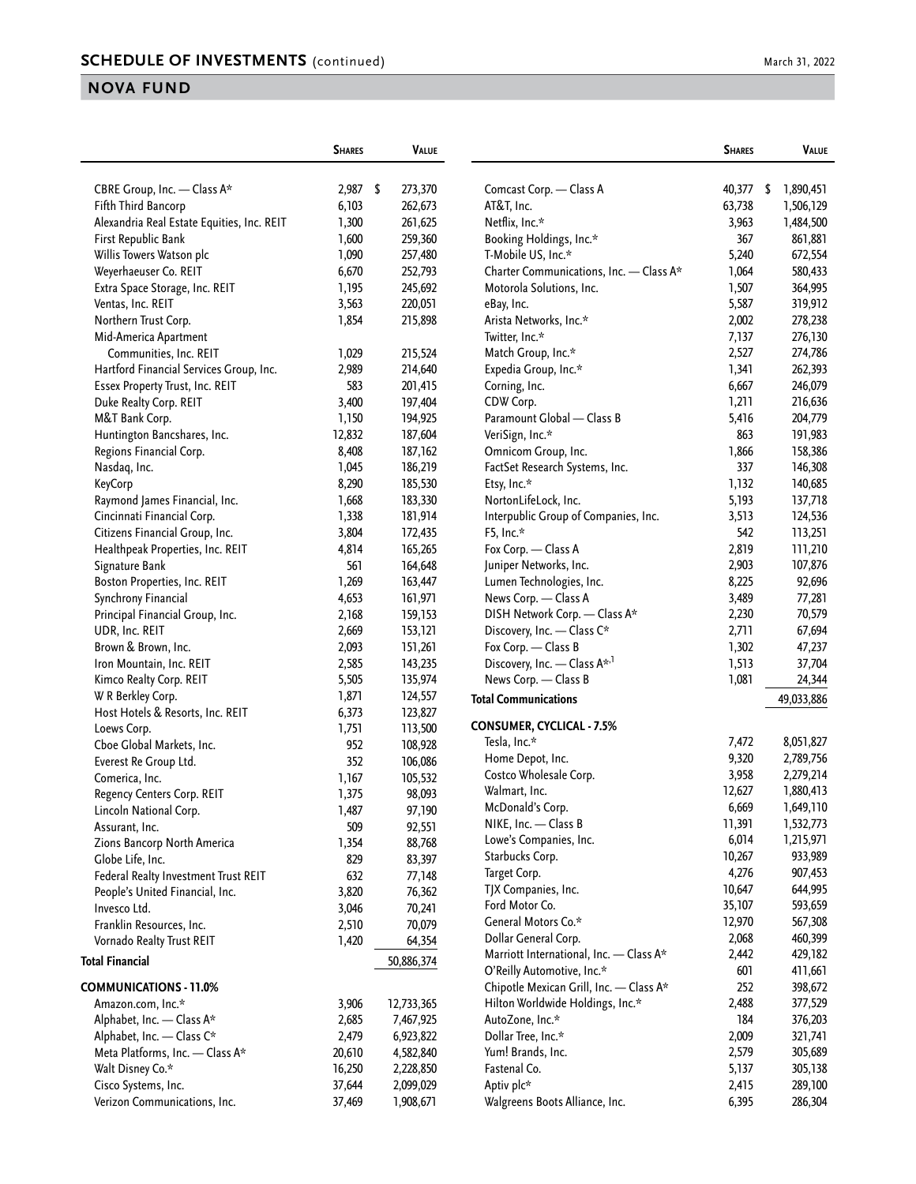## SCHEDULE OF INVESTMENTS (continued)

## NOVA FUND

| | Shares | Value |
|---|---|---|
| CBRE Group, Inc. — Class A* | 2,987 | $ 273,370 |
| Fifth Third Bancorp | 6,103 | 262,673 |
| Alexandria Real Estate Equities, Inc. REIT | 1,300 | 261,625 |
| First Republic Bank | 1,600 | 259,360 |
| Willis Towers Watson plc | 1,090 | 257,480 |
| Weyerhaeuser Co. REIT | 6,670 | 252,793 |
| Extra Space Storage, Inc. REIT | 1,195 | 245,692 |
| Ventas, Inc. REIT | 3,563 | 220,051 |
| Northern Trust Corp. | 1,854 | 215,898 |
| Mid-America Apartment Communities, Inc. REIT | 1,029 | 215,524 |
| Hartford Financial Services Group, Inc. | 2,989 | 214,640 |
| Essex Property Trust, Inc. REIT | 583 | 201,415 |
| Duke Realty Corp. REIT | 3,400 | 197,404 |
| M&T Bank Corp. | 1,150 | 194,925 |
| Huntington Bancshares, Inc. | 12,832 | 187,604 |
| Regions Financial Corp. | 8,408 | 187,162 |
| Nasdaq, Inc. | 1,045 | 186,219 |
| KeyCorp | 8,290 | 185,530 |
| Raymond James Financial, Inc. | 1,668 | 183,330 |
| Cincinnati Financial Corp. | 1,338 | 181,914 |
| Citizens Financial Group, Inc. | 3,804 | 172,435 |
| Healthpeak Properties, Inc. REIT | 4,814 | 165,265 |
| Signature Bank | 561 | 164,648 |
| Boston Properties, Inc. REIT | 1,269 | 163,447 |
| Synchrony Financial | 4,653 | 161,971 |
| Principal Financial Group, Inc. | 2,168 | 159,153 |
| UDR, Inc. REIT | 2,669 | 153,121 |
| Brown & Brown, Inc. | 2,093 | 151,261 |
| Iron Mountain, Inc. REIT | 2,585 | 143,235 |
| Kimco Realty Corp. REIT | 5,505 | 135,974 |
| W R Berkley Corp. | 1,871 | 124,557 |
| Host Hotels & Resorts, Inc. REIT | 6,373 | 123,827 |
| Loews Corp. | 1,751 | 113,500 |
| Cboe Global Markets, Inc. | 952 | 108,928 |
| Everest Re Group Ltd. | 352 | 106,086 |
| Comerica, Inc. | 1,167 | 105,532 |
| Regency Centers Corp. REIT | 1,375 | 98,093 |
| Lincoln National Corp. | 1,487 | 97,190 |
| Assurant, Inc. | 509 | 92,551 |
| Zions Bancorp North America | 1,354 | 88,768 |
| Globe Life, Inc. | 829 | 83,397 |
| Federal Realty Investment Trust REIT | 632 | 77,148 |
| People's United Financial, Inc. | 3,820 | 76,362 |
| Invesco Ltd. | 3,046 | 70,241 |
| Franklin Resources, Inc. | 2,510 | 70,079 |
| Vornado Realty Trust REIT | 1,420 | 64,354 |
| **Total Financial** | | 50,886,374 |
| **COMMUNICATIONS - 11.0%** | | |
| Amazon.com, Inc.* | 3,906 | 12,733,365 |
| Alphabet, Inc. — Class A* | 2,685 | 7,467,925 |
| Alphabet, Inc. — Class C* | 2,479 | 6,923,822 |
| Meta Platforms, Inc. — Class A* | 20,610 | 4,582,840 |
| Walt Disney Co.* | 16,250 | 2,228,850 |
| Cisco Systems, Inc. | 37,644 | 2,099,029 |
| Verizon Communications, Inc. | 37,469 | 1,908,671 |
| Comcast Corp. — Class A | 40,377 | $ 1,890,451 |
| AT&T, Inc. | 63,738 | 1,506,129 |
| Netflix, Inc.* | 3,963 | 1,484,500 |
| Booking Holdings, Inc.* | 367 | 861,881 |
| T-Mobile US, Inc.* | 5,240 | 672,554 |
| Charter Communications, Inc. — Class A* | 1,064 | 580,433 |
| Motorola Solutions, Inc. | 1,507 | 364,995 |
| eBay, Inc. | 5,587 | 319,912 |
| Arista Networks, Inc.* | 2,002 | 278,238 |
| Twitter, Inc.* | 7,137 | 276,130 |
| Match Group, Inc.* | 2,527 | 274,786 |
| Expedia Group, Inc.* | 1,341 | 262,393 |
| Corning, Inc. | 6,667 | 246,079 |
| CDW Corp. | 1,211 | 216,636 |
| Paramount Global — Class B | 5,416 | 204,779 |
| VeriSign, Inc.* | 863 | 191,983 |
| Omnicom Group, Inc. | 1,866 | 158,386 |
| FactSet Research Systems, Inc. | 337 | 146,308 |
| Etsy, Inc.* | 1,132 | 140,685 |
| NortonLifeLock, Inc. | 5,193 | 137,718 |
| Interpublic Group of Companies, Inc. | 3,513 | 124,536 |
| F5, Inc.* | 542 | 113,251 |
| Fox Corp. — Class A | 2,819 | 111,210 |
| Juniper Networks, Inc. | 2,903 | 107,876 |
| Lumen Technologies, Inc. | 8,225 | 92,696 |
| News Corp. — Class A | 3,489 | 77,281 |
| DISH Network Corp. — Class A* | 2,230 | 70,579 |
| Discovery, Inc. — Class C* | 2,711 | 67,694 |
| Fox Corp. — Class B | 1,302 | 47,237 |
| Discovery, Inc. — Class A*,[1] | 1,513 | 37,704 |
| News Corp. — Class B | 1,081 | 24,344 |
| **Total Communications** | | 49,033,886 |
| **CONSUMER, CYCLICAL - 7.5%** | | |
| Tesla, Inc.* | 7,472 | 8,051,827 |
| Home Depot, Inc. | 9,320 | 2,789,756 |
| Costco Wholesale Corp. | 3,958 | 2,279,214 |
| Walmart, Inc. | 12,627 | 1,880,413 |
| McDonald's Corp. | 6,669 | 1,649,110 |
| NIKE, Inc. — Class B | 11,391 | 1,532,773 |
| Lowe's Companies, Inc. | 6,014 | 1,215,971 |
| Starbucks Corp. | 10,267 | 933,989 |
| Target Corp. | 4,276 | 907,453 |
| TJX Companies, Inc. | 10,647 | 644,995 |
| Ford Motor Co. | 35,107 | 593,659 |
| General Motors Co.* | 12,970 | 567,308 |
| Dollar General Corp. | 2,068 | 460,399 |
| Marriott International, Inc. — Class A* | 2,442 | 429,182 |
| O'Reilly Automotive, Inc.* | 601 | 411,661 |
| Chipotle Mexican Grill, Inc. — Class A* | 252 | 398,672 |
| Hilton Worldwide Holdings, Inc.* | 2,488 | 377,529 |
| AutoZone, Inc.* | 184 | 376,203 |
| Dollar Tree, Inc.* | 2,009 | 321,741 |
| Yum! Brands, Inc. | 2,579 | 305,689 |
| Fastenal Co. | 5,137 | 305,138 |
| Aptiv plc* | 2,415 | 289,100 |
| Walgreens Boots Alliance, Inc. | 6,395 | 286,304 |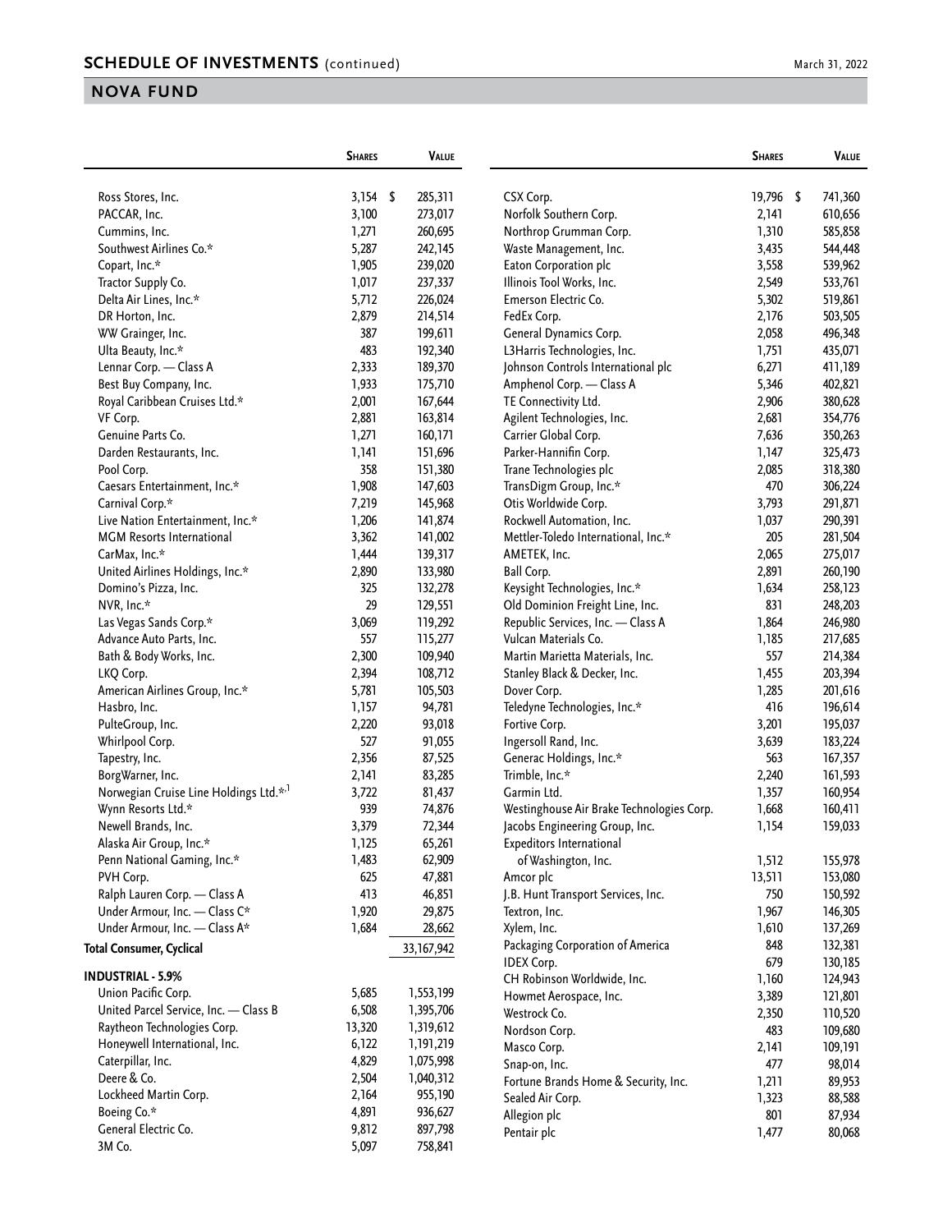## SCHEDULE OF INVESTMENTS (continued)

March 31, 2022

## NOVA FUND

| | Shares | Value |
|---|---|---|
| Ross Stores, Inc. | 3,154 | $ 285,311 |
| PACCAR, Inc. | 3,100 | 273,017 |
| Cummins, Inc. | 1,271 | 260,695 |
| Southwest Airlines Co.* | 5,287 | 242,145 |
| Copart, Inc.* | 1,905 | 239,020 |
| Tractor Supply Co. | 1,017 | 237,337 |
| Delta Air Lines, Inc.* | 5,712 | 226,024 |
| DR Horton, Inc. | 2,879 | 214,514 |
| WW Grainger, Inc. | 387 | 199,611 |
| Ulta Beauty, Inc.* | 483 | 192,340 |
| Lennar Corp. — Class A | 2,333 | 189,370 |
| Best Buy Company, Inc. | 1,933 | 175,710 |
| Royal Caribbean Cruises Ltd.* | 2,001 | 167,644 |
| VF Corp. | 2,881 | 163,814 |
| Genuine Parts Co. | 1,271 | 160,171 |
| Darden Restaurants, Inc. | 1,141 | 151,696 |
| Pool Corp. | 358 | 151,380 |
| Caesars Entertainment, Inc.* | 1,908 | 147,603 |
| Carnival Corp.* | 7,219 | 145,968 |
| Live Nation Entertainment, Inc.* | 1,206 | 141,874 |
| MGM Resorts International | 3,362 | 141,002 |
| CarMax, Inc.* | 1,444 | 139,317 |
| United Airlines Holdings, Inc.* | 2,890 | 133,980 |
| Domino's Pizza, Inc. | 325 | 132,278 |
| NVR, Inc.* | 29 | 129,551 |
| Las Vegas Sands Corp.* | 3,069 | 119,292 |
| Advance Auto Parts, Inc. | 557 | 115,277 |
| Bath & Body Works, Inc. | 2,300 | 109,940 |
| LKQ Corp. | 2,394 | 108,712 |
| American Airlines Group, Inc.* | 5,781 | 105,503 |
| Hasbro, Inc. | 1,157 | 94,781 |
| PulteGroup, Inc. | 2,220 | 93,018 |
| Whirlpool Corp. | 527 | 91,055 |
| Tapestry, Inc. | 2,356 | 87,525 |
| BorgWarner, Inc. | 2,141 | 83,285 |
| Norwegian Cruise Line Holdings Ltd.*,[1] | 3,722 | 81,437 |
| Wynn Resorts Ltd.* | 939 | 74,876 |
| Newell Brands, Inc. | 3,379 | 72,344 |
| Alaska Air Group, Inc.* | 1,125 | 65,261 |
| Penn National Gaming, Inc.* | 1,483 | 62,909 |
| PVH Corp. | 625 | 47,881 |
| Ralph Lauren Corp. — Class A | 413 | 46,851 |
| Under Armour, Inc. — Class C* | 1,920 | 29,875 |
| Under Armour, Inc. — Class A* | 1,684 | 28,662 |
| **Total Consumer, Cyclical** | | 33,167,942 |
| **INDUSTRIAL - 5.9%** | | |
| Union Pacific Corp. | 5,685 | 1,553,199 |
| United Parcel Service, Inc. — Class B | 6,508 | 1,395,706 |
| Raytheon Technologies Corp. | 13,320 | 1,319,612 |
| Honeywell International, Inc. | 6,122 | 1,191,219 |
| Caterpillar, Inc. | 4,829 | 1,075,998 |
| Deere & Co. | 2,504 | 1,040,312 |
| Lockheed Martin Corp. | 2,164 | 955,190 |
| Boeing Co.* | 4,891 | 936,627 |
| General Electric Co. | 9,812 | 897,798 |
| 3M Co. | 5,097 | 758,841 |
| CSX Corp. | 19,796 | $ 741,360 |
| Norfolk Southern Corp. | 2,141 | 610,656 |
| Northrop Grumman Corp. | 1,310 | 585,858 |
| Waste Management, Inc. | 3,435 | 544,448 |
| Eaton Corporation plc | 3,558 | 539,962 |
| Illinois Tool Works, Inc. | 2,549 | 533,761 |
| Emerson Electric Co. | 5,302 | 519,861 |
| FedEx Corp. | 2,176 | 503,505 |
| General Dynamics Corp. | 2,058 | 496,348 |
| L3Harris Technologies, Inc. | 1,751 | 435,071 |
| Johnson Controls International plc | 6,271 | 411,189 |
| Amphenol Corp. — Class A | 5,346 | 402,821 |
| TE Connectivity Ltd. | 2,906 | 380,628 |
| Agilent Technologies, Inc. | 2,681 | 354,776 |
| Carrier Global Corp. | 7,636 | 350,263 |
| Parker-Hannifin Corp. | 1,147 | 325,473 |
| Trane Technologies plc | 2,085 | 318,380 |
| TransDigm Group, Inc.* | 470 | 306,224 |
| Otis Worldwide Corp. | 3,793 | 291,871 |
| Rockwell Automation, Inc. | 1,037 | 290,391 |
| Mettler-Toledo International, Inc.* | 205 | 281,504 |
| AMETEK, Inc. | 2,065 | 275,017 |
| Ball Corp. | 2,891 | 260,190 |
| Keysight Technologies, Inc.* | 1,634 | 258,123 |
| Old Dominion Freight Line, Inc. | 831 | 248,203 |
| Republic Services, Inc. — Class A | 1,864 | 246,980 |
| Vulcan Materials Co. | 1,185 | 217,685 |
| Martin Marietta Materials, Inc. | 557 | 214,384 |
| Stanley Black & Decker, Inc. | 1,455 | 203,394 |
| Dover Corp. | 1,285 | 201,616 |
| Teledyne Technologies, Inc.* | 416 | 196,614 |
| Fortive Corp. | 3,201 | 195,037 |
| Ingersoll Rand, Inc. | 3,639 | 183,224 |
| Generac Holdings, Inc.* | 563 | 167,357 |
| Trimble, Inc.* | 2,240 | 161,593 |
| Garmin Ltd. | 1,357 | 160,954 |
| Westinghouse Air Brake Technologies Corp. | 1,668 | 160,411 |
| Jacobs Engineering Group, Inc. | 1,154 | 159,033 |
| Expeditors International of Washington, Inc. | 1,512 | 155,978 |
| Amcor plc | 13,511 | 153,080 |
| J.B. Hunt Transport Services, Inc. | 750 | 150,592 |
| Textron, Inc. | 1,967 | 146,305 |
| Xylem, Inc. | 1,610 | 137,269 |
| Packaging Corporation of America | 848 | 132,381 |
| IDEX Corp. | 679 | 130,185 |
| CH Robinson Worldwide, Inc. | 1,160 | 124,943 |
| Howmet Aerospace, Inc. | 3,389 | 121,801 |
| Westrock Co. | 2,350 | 110,520 |
| Nordson Corp. | 483 | 109,680 |
| Masco Corp. | 2,141 | 109,191 |
| Snap-on, Inc. | 477 | 98,014 |
| Fortune Brands Home & Security, Inc. | 1,211 | 89,953 |
| Sealed Air Corp. | 1,323 | 88,588 |
| Allegion plc | 801 | 87,934 |
| Pentair plc | 1,477 | 80,068 |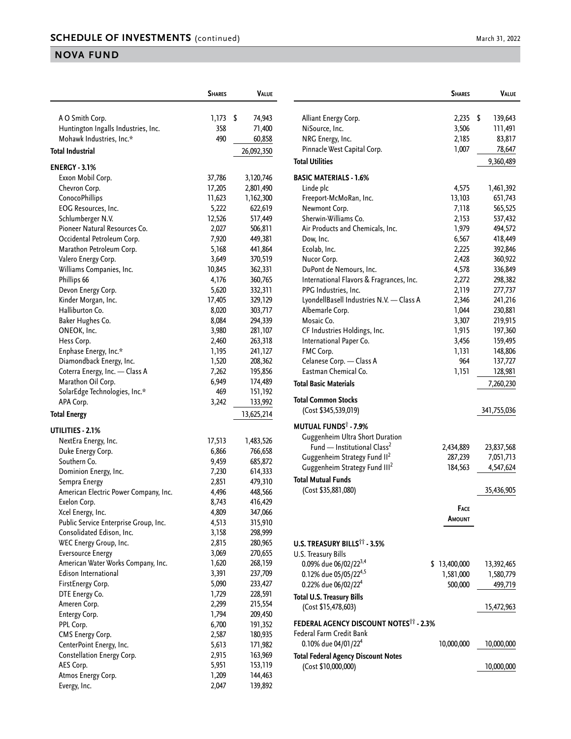## SCHEDULE OF INVESTMENTS (continued)

## NOVA FUND

| | Shares | Value |
|---|---|---|
| A O Smith Corp. | 1,173 | $ 74,943 |
| Huntington Ingalls Industries, Inc. | 358 | 71,400 |
| Mohawk Industries, Inc.* | 490 | 60,858 |
| **Total Industrial** | | 26,092,350 |
| **ENERGY - 3.1%** | | |
| Exxon Mobil Corp. | 37,786 | 3,120,746 |
| Chevron Corp. | 17,205 | 2,801,490 |
| ConocoPhillips | 11,623 | 1,162,300 |
| EOG Resources, Inc. | 5,222 | 622,619 |
| Schlumberger N.V. | 12,526 | 517,449 |
| Pioneer Natural Resources Co. | 2,027 | 506,811 |
| Occidental Petroleum Corp. | 7,920 | 449,381 |
| Marathon Petroleum Corp. | 5,168 | 441,864 |
| Valero Energy Corp. | 3,649 | 370,519 |
| Williams Companies, Inc. | 10,845 | 362,331 |
| Phillips 66 | 4,176 | 360,765 |
| Devon Energy Corp. | 5,620 | 332,311 |
| Kinder Morgan, Inc. | 17,405 | 329,129 |
| Halliburton Co. | 8,020 | 303,717 |
| Baker Hughes Co. | 8,084 | 294,339 |
| ONEOK, Inc. | 3,980 | 281,107 |
| Hess Corp. | 2,460 | 263,318 |
| Enphase Energy, Inc.* | 1,195 | 241,127 |
| Diamondback Energy, Inc. | 1,520 | 208,362 |
| Coterra Energy, Inc. — Class A | 7,262 | 195,856 |
| Marathon Oil Corp. | 6,949 | 174,489 |
| SolarEdge Technologies, Inc.* | 469 | 151,192 |
| APA Corp. | 3,242 | 133,992 |
| **Total Energy** | | 13,625,214 |
| **UTILITIES - 2.1%** | | |
| NextEra Energy, Inc. | 17,513 | 1,483,526 |
| Duke Energy Corp. | 6,866 | 766,658 |
| Southern Co. | 9,459 | 685,872 |
| Dominion Energy, Inc. | 7,230 | 614,333 |
| Sempra Energy | 2,851 | 479,310 |
| American Electric Power Company, Inc. | 4,496 | 448,566 |
| Exelon Corp. | 8,743 | 416,429 |
| Xcel Energy, Inc. | 4,809 | 347,066 |
| Public Service Enterprise Group, Inc. | 4,513 | 315,910 |
| Consolidated Edison, Inc. | 3,158 | 298,999 |
| WEC Energy Group, Inc. | 2,815 | 280,965 |
| Eversource Energy | 3,069 | 270,655 |
| American Water Works Company, Inc. | 1,620 | 268,159 |
| Edison International | 3,391 | 237,709 |
| FirstEnergy Corp. | 5,090 | 233,427 |
| DTE Energy Co. | 1,729 | 228,591 |
| Ameren Corp. | 2,299 | 215,554 |
| Entergy Corp. | 1,794 | 209,450 |
| PPL Corp. | 6,700 | 191,352 |
| CMS Energy Corp. | 2,587 | 180,935 |
| CenterPoint Energy, Inc. | 5,613 | 171,982 |
| Constellation Energy Corp. | 2,915 | 163,969 |
| AES Corp. | 5,951 | 153,119 |
| Atmos Energy Corp. | 1,209 | 144,463 |
| Evergy, Inc. | 2,047 | 139,892 |
| Alliant Energy Corp. | 2,235 | $ 139,643 |
| NiSource, Inc. | 3,506 | 111,491 |
| NRG Energy, Inc. | 2,185 | 83,817 |
| Pinnacle West Capital Corp. | 1,007 | 78,647 |
| **Total Utilities** | | 9,360,489 |
| **BASIC MATERIALS - 1.6%** | | |
| Linde plc | 4,575 | 1,461,392 |
| Freeport-McMoRan, Inc. | 13,103 | 651,743 |
| Newmont Corp. | 7,118 | 565,525 |
| Sherwin-Williams Co. | 2,153 | 537,432 |
| Air Products and Chemicals, Inc. | 1,979 | 494,572 |
| Dow, Inc. | 6,567 | 418,449 |
| Ecolab, Inc. | 2,225 | 392,846 |
| Nucor Corp. | 2,428 | 360,922 |
| DuPont de Nemours, Inc. | 4,578 | 336,849 |
| International Flavors & Fragrances, Inc. | 2,272 | 298,382 |
| PPG Industries, Inc. | 2,119 | 277,737 |
| LyondellBasell Industries N.V. — Class A | 2,346 | 241,216 |
| Albemarle Corp. | 1,044 | 230,881 |
| Mosaic Co. | 3,307 | 219,915 |
| CF Industries Holdings, Inc. | 1,915 | 197,360 |
| International Paper Co. | 3,456 | 159,495 |
| FMC Corp. | 1,131 | 148,806 |
| Celanese Corp. — Class A | 964 | 137,727 |
| Eastman Chemical Co. | 1,151 | 128,981 |
| **Total Basic Materials** | | 7,260,230 |
| **Total Common Stocks** (Cost $345,539,019) | | 341,755,036 |
| **MUTUAL FUNDS† - 7.9%** | | |
| Guggenheim Ultra Short Duration Fund — Institutional Class[2] | 2,434,889 | 23,837,568 |
| Guggenheim Strategy Fund II[2] | 287,239 | 7,051,713 |
| Guggenheim Strategy Fund III[2] | 184,563 | 4,547,624 |
| **Total Mutual Funds** (Cost $35,881,080) | | 35,436,905 |

| | Face Amount | Value |
|---|---|---|
| **U.S. TREASURY BILLS†† - 3.5%** | | |
| U.S. Treasury Bills | | |
| 0.09% due 06/02/22[3,4] | $ 13,400,000 | 13,392,465 |
| 0.12% due 05/05/22[4,5] | 1,581,000 | 1,580,779 |
| 0.22% due 06/02/22[4] | 500,000 | 499,719 |
| **Total U.S. Treasury Bills** (Cost $15,478,603) | | 15,472,963 |
| **FEDERAL AGENCY DISCOUNT NOTES†† - 2.3%** | | |
| Federal Farm Credit Bank | | |
| 0.10% due 04/01/22[4] | 10,000,000 | 10,000,000 |
| **Total Federal Agency Discount Notes** (Cost $10,000,000) | | 10,000,000 |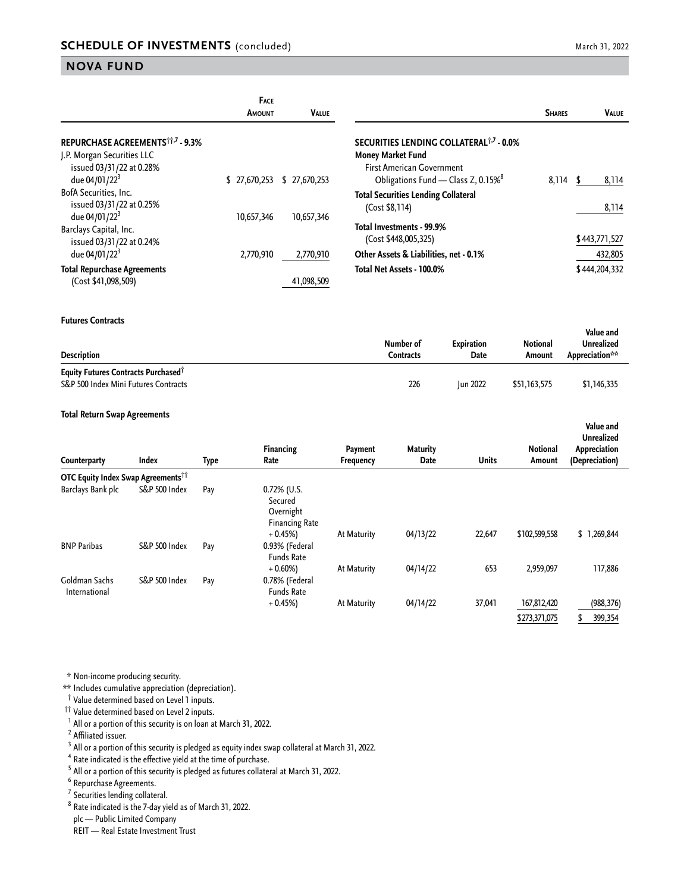## SCHEDULE OF INVESTMENTS (concluded)

## NOVA FUND

| | Face Amount | Value |
|---|---|---|
| **REPURCHASE AGREEMENTS††,7 - 9.3%** | | |
| J.P. Morgan Securities LLC issued 03/31/22 at 0.28% due 04/01/22[3] | $ 27,670,253 | $ 27,670,253 |
| BofA Securities, Inc. issued 03/31/22 at 0.25% due 04/01/22[3] | 10,657,346 | 10,657,346 |
| Barclays Capital, Inc. issued 03/31/22 at 0.24% due 04/01/22[3] | 2,770,910 | 2,770,910 |
| **Total Repurchase Agreements** (Cost $41,098,509) | | 41,098,509 |

| | Shares | Value |
|---|---|---|
| **SECURITIES LENDING COLLATERAL†,7 - 0.0%** | | |
| **Money Market Fund** | | |
| First American Government Obligations Fund — Class Z, 0.15%[8] | 8,114 | $ 8,114 |
| **Total Securities Lending Collateral** (Cost $8,114) | | 8,114 |
| **Total Investments - 99.9%** (Cost $448,005,325) | | $ 443,771,527 |
| **Other Assets & Liabilities, net - 0.1%** | | 432,805 |
| **Total Net Assets - 100.0%** | | $ 444,204,332 |

**Futures Contracts**

| Description | Number of Contracts | Expiration Date | Notional Amount | Value and Unrealized Appreciation** |
|---|---|---|---|---|
| **Equity Futures Contracts Purchased†** | | | | |
| S&P 500 Index Mini Futures Contracts | 226 | Jun 2022 | $51,163,575 | $1,146,335 |

**Total Return Swap Agreements**

| Counterparty | Index | Type | Financing Rate | Payment Frequency | Maturity Date | Units | Notional Amount | Value and Unrealized Appreciation (Depreciation) |
|---|---|---|---|---|---|---|---|---|
| **OTC Equity Index Swap Agreements††** | | | | | | | | |
| Barclays Bank plc | S&P 500 Index | Pay | 0.72% (U.S. Secured Overnight Financing Rate + 0.45%) | At Maturity | 04/13/22 | 22,647 | $102,599,558 | $ 1,269,844 |
| BNP Paribas | S&P 500 Index | Pay | 0.93% (Federal Funds Rate + 0.60%) | At Maturity | 04/14/22 | 653 | 2,959,097 | 117,886 |
| Goldman Sachs International | S&P 500 Index | Pay | 0.78% (Federal Funds Rate + 0.45%) | At Maturity | 04/14/22 | 37,041 | 167,812,420 | (988,376) |
| | | | | | | | $273,371,075 | $ 399,354 |

\* Non-income producing security.

** Includes cumulative appreciation (depreciation).

† Value determined based on Level 1 inputs.

†† Value determined based on Level 2 inputs.

[1] All or a portion of this security is on loan at March 31, 2022.

[2] Affiliated issuer.

[3] All or a portion of this security is pledged as equity index swap collateral at March 31, 2022.

[4] Rate indicated is the effective yield at the time of purchase.

[5] All or a portion of this security is pledged as futures collateral at March 31, 2022.

[6] Repurchase Agreements.

[7] Securities lending collateral.

[8] Rate indicated is the 7-day yield as of March 31, 2022.

plc — Public Limited Company

REIT — Real Estate Investment Trust